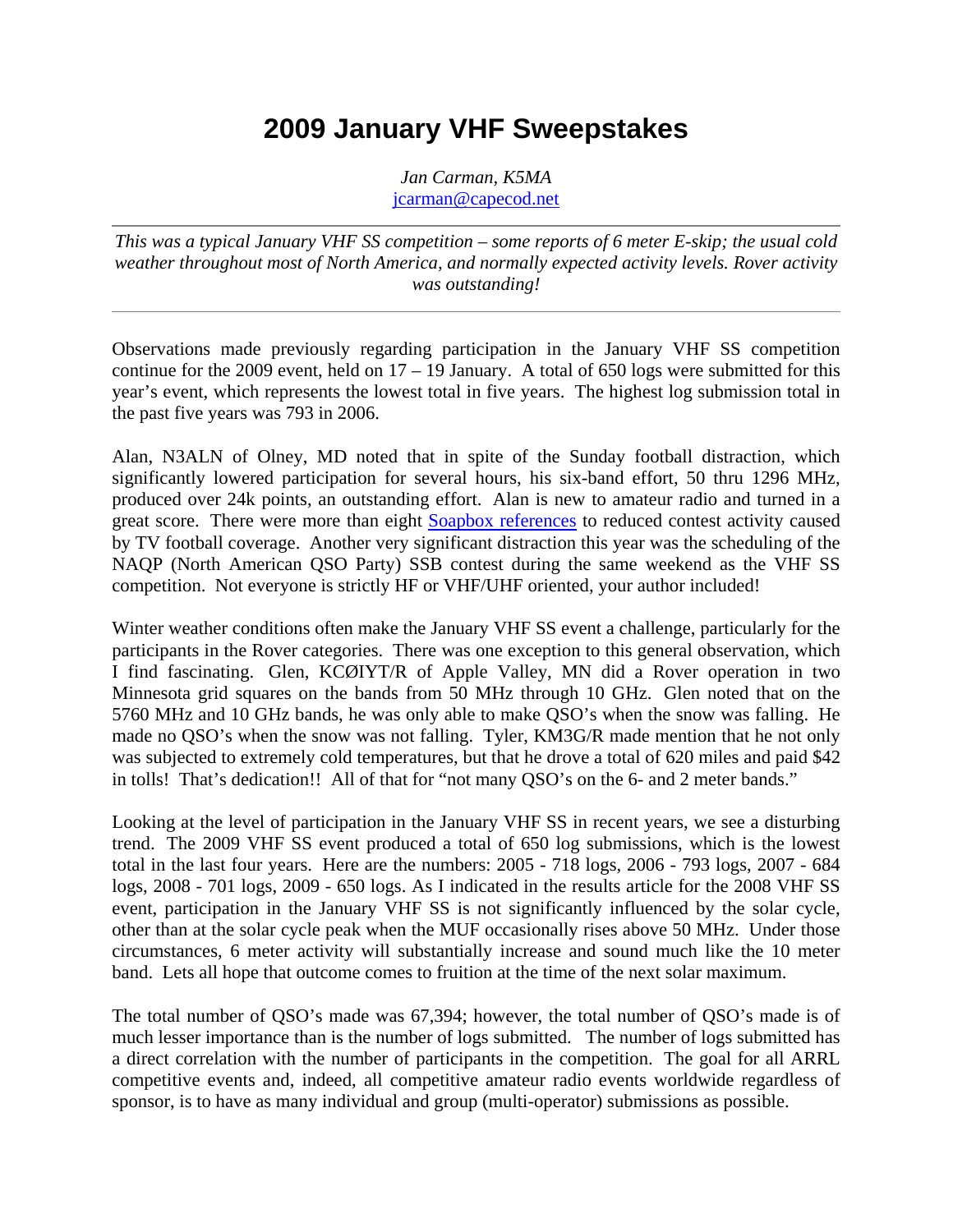# 2009 January VHF Sweepstakes

*Jan Carman, K5MA*
jcarman@capecod.net

---

*This was a typical January VHF SS competition – some reports of 6 meter E-skip; the usual cold weather throughout most of North America, and normally expected activity levels. Rover activity was outstanding!*

---

Observations made previously regarding participation in the January VHF SS competition continue for the 2009 event, held on 17 – 19 January. A total of 650 logs were submitted for this year's event, which represents the lowest total in five years. The highest log submission total in the past five years was 793 in 2006.

Alan, N3ALN of Olney, MD noted that in spite of the Sunday football distraction, which significantly lowered participation for several hours, his six-band effort, 50 thru 1296 MHz, produced over 24k points, an outstanding effort. Alan is new to amateur radio and turned in a great score. There were more than eight Soapbox references to reduced contest activity caused by TV football coverage. Another very significant distraction this year was the scheduling of the NAQP (North American QSO Party) SSB contest during the same weekend as the VHF SS competition. Not everyone is strictly HF or VHF/UHF oriented, your author included!

Winter weather conditions often make the January VHF SS event a challenge, particularly for the participants in the Rover categories. There was one exception to this general observation, which I find fascinating. Glen, KCØIYT/R of Apple Valley, MN did a Rover operation in two Minnesota grid squares on the bands from 50 MHz through 10 GHz. Glen noted that on the 5760 MHz and 10 GHz bands, he was only able to make QSO's when the snow was falling. He made no QSO's when the snow was not falling. Tyler, KM3G/R made mention that he not only was subjected to extremely cold temperatures, but that he drove a total of 620 miles and paid $42 in tolls! That's dedication!! All of that for "not many QSO's on the 6- and 2 meter bands."

Looking at the level of participation in the January VHF SS in recent years, we see a disturbing trend. The 2009 VHF SS event produced a total of 650 log submissions, which is the lowest total in the last four years. Here are the numbers: 2005 - 718 logs, 2006 - 793 logs, 2007 - 684 logs, 2008 - 701 logs, 2009 - 650 logs. As I indicated in the results article for the 2008 VHF SS event, participation in the January VHF SS is not significantly influenced by the solar cycle, other than at the solar cycle peak when the MUF occasionally rises above 50 MHz. Under those circumstances, 6 meter activity will substantially increase and sound much like the 10 meter band. Lets all hope that outcome comes to fruition at the time of the next solar maximum.

The total number of QSO's made was 67,394; however, the total number of QSO's made is of much lesser importance than is the number of logs submitted. The number of logs submitted has a direct correlation with the number of participants in the competition. The goal for all ARRL competitive events and, indeed, all competitive amateur radio events worldwide regardless of sponsor, is to have as many individual and group (multi-operator) submissions as possible.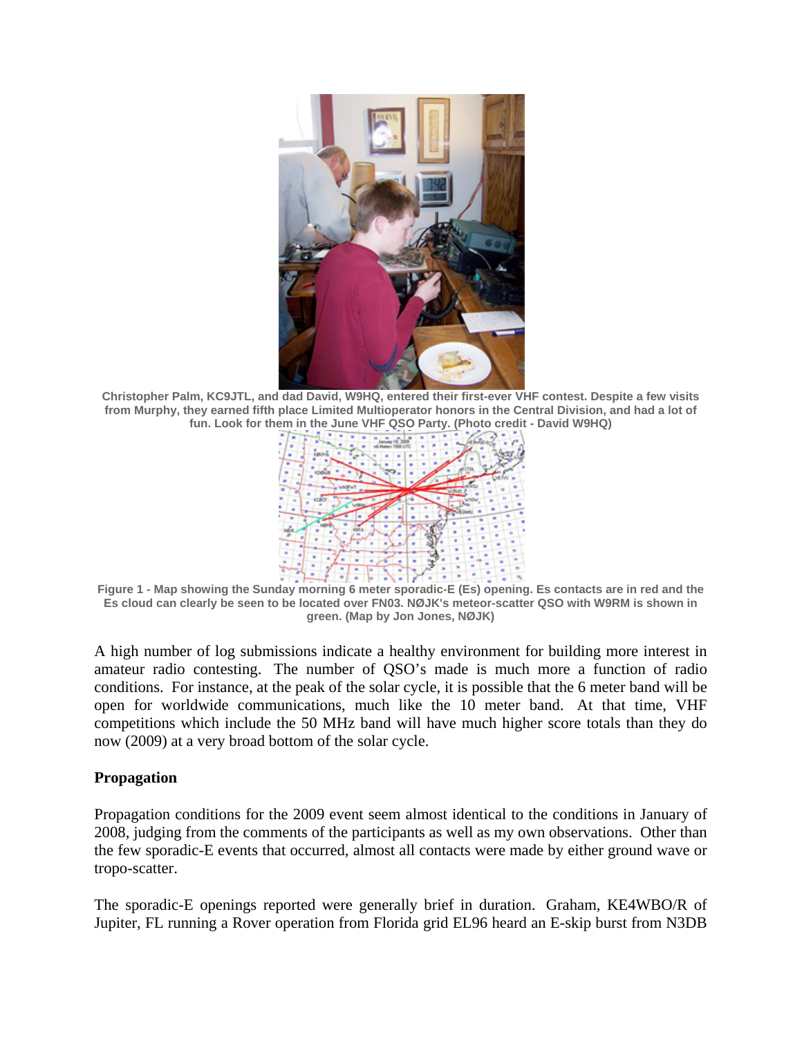Christopher Palm, KC9JTL, and dad David, W9HQ, entered their first-ever VHF contest. Despite a few visits from Murphy, they earned fifth place Limited Multioperator honors in the Central Division, and had a lot of fun. Look for them in the June VHF QSO Party. (Photo credit - David W9HQ)

Figure 1 - Map showing the Sunday morning 6 meter sporadic-E (Es) opening. Es contacts are in red and the Es cloud can clearly be seen to be located over FN03. NØJK's meteor-scatter QSO with W9RM is shown in green. (Map by Jon Jones, NØJK)

A high number of log submissions indicate a healthy environment for building more interest in amateur radio contesting. The number of QSO's made is much more a function of radio conditions. For instance, at the peak of the solar cycle, it is possible that the 6 meter band will be open for worldwide communications, much like the 10 meter band. At that time, VHF competitions which include the 50 MHz band will have much higher score totals than they do now (2009) at a very broad bottom of the solar cycle.

**Propagation**

Propagation conditions for the 2009 event seem almost identical to the conditions in January of 2008, judging from the comments of the participants as well as my own observations. Other than the few sporadic-E events that occurred, almost all contacts were made by either ground wave or tropo-scatter.

The sporadic-E openings reported were generally brief in duration. Graham, KE4WBO/R of Jupiter, FL running a Rover operation from Florida grid EL96 heard an E-skip burst from N3DB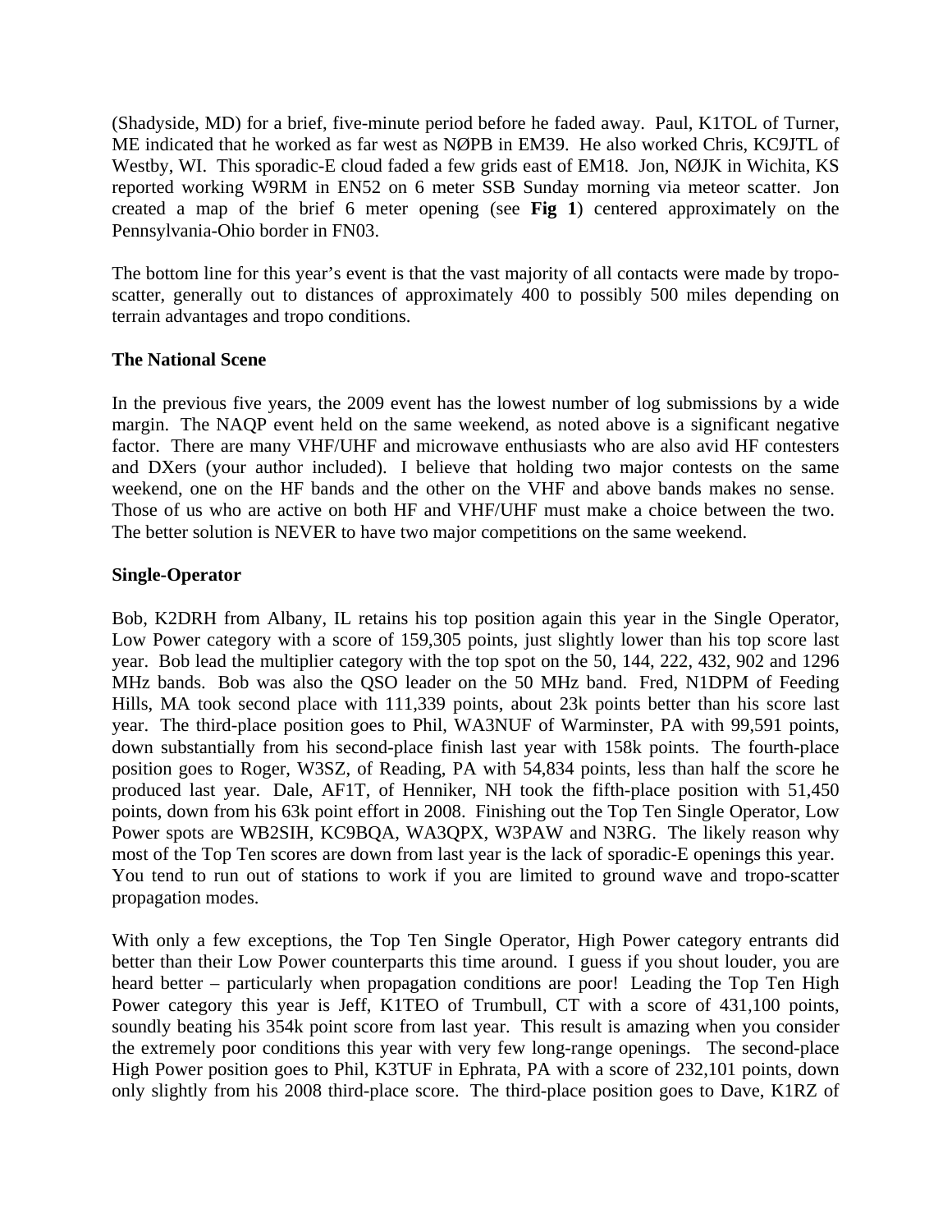(Shadyside, MD) for a brief, five-minute period before he faded away. Paul, K1TOL of Turner, ME indicated that he worked as far west as NØPB in EM39. He also worked Chris, KC9JTL of Westby, WI. This sporadic-E cloud faded a few grids east of EM18. Jon, NØJK in Wichita, KS reported working W9RM in EN52 on 6 meter SSB Sunday morning via meteor scatter. Jon created a map of the brief 6 meter opening (see **Fig 1**) centered approximately on the Pennsylvania-Ohio border in FN03.

The bottom line for this year's event is that the vast majority of all contacts were made by tropo-scatter, generally out to distances of approximately 400 to possibly 500 miles depending on terrain advantages and tropo conditions.

**The National Scene**

In the previous five years, the 2009 event has the lowest number of log submissions by a wide margin. The NAQP event held on the same weekend, as noted above is a significant negative factor. There are many VHF/UHF and microwave enthusiasts who are also avid HF contesters and DXers (your author included). I believe that holding two major contests on the same weekend, one on the HF bands and the other on the VHF and above bands makes no sense. Those of us who are active on both HF and VHF/UHF must make a choice between the two. The better solution is NEVER to have two major competitions on the same weekend.

**Single-Operator**

Bob, K2DRH from Albany, IL retains his top position again this year in the Single Operator, Low Power category with a score of 159,305 points, just slightly lower than his top score last year. Bob lead the multiplier category with the top spot on the 50, 144, 222, 432, 902 and 1296 MHz bands. Bob was also the QSO leader on the 50 MHz band. Fred, N1DPM of Feeding Hills, MA took second place with 111,339 points, about 23k points better than his score last year. The third-place position goes to Phil, WA3NUF of Warminster, PA with 99,591 points, down substantially from his second-place finish last year with 158k points. The fourth-place position goes to Roger, W3SZ, of Reading, PA with 54,834 points, less than half the score he produced last year. Dale, AF1T, of Henniker, NH took the fifth-place position with 51,450 points, down from his 63k point effort in 2008. Finishing out the Top Ten Single Operator, Low Power spots are WB2SIH, KC9BQA, WA3QPX, W3PAW and N3RG. The likely reason why most of the Top Ten scores are down from last year is the lack of sporadic-E openings this year. You tend to run out of stations to work if you are limited to ground wave and tropo-scatter propagation modes.

With only a few exceptions, the Top Ten Single Operator, High Power category entrants did better than their Low Power counterparts this time around. I guess if you shout louder, you are heard better – particularly when propagation conditions are poor! Leading the Top Ten High Power category this year is Jeff, K1TEO of Trumbull, CT with a score of 431,100 points, soundly beating his 354k point score from last year. This result is amazing when you consider the extremely poor conditions this year with very few long-range openings. The second-place High Power position goes to Phil, K3TUF in Ephrata, PA with a score of 232,101 points, down only slightly from his 2008 third-place score. The third-place position goes to Dave, K1RZ of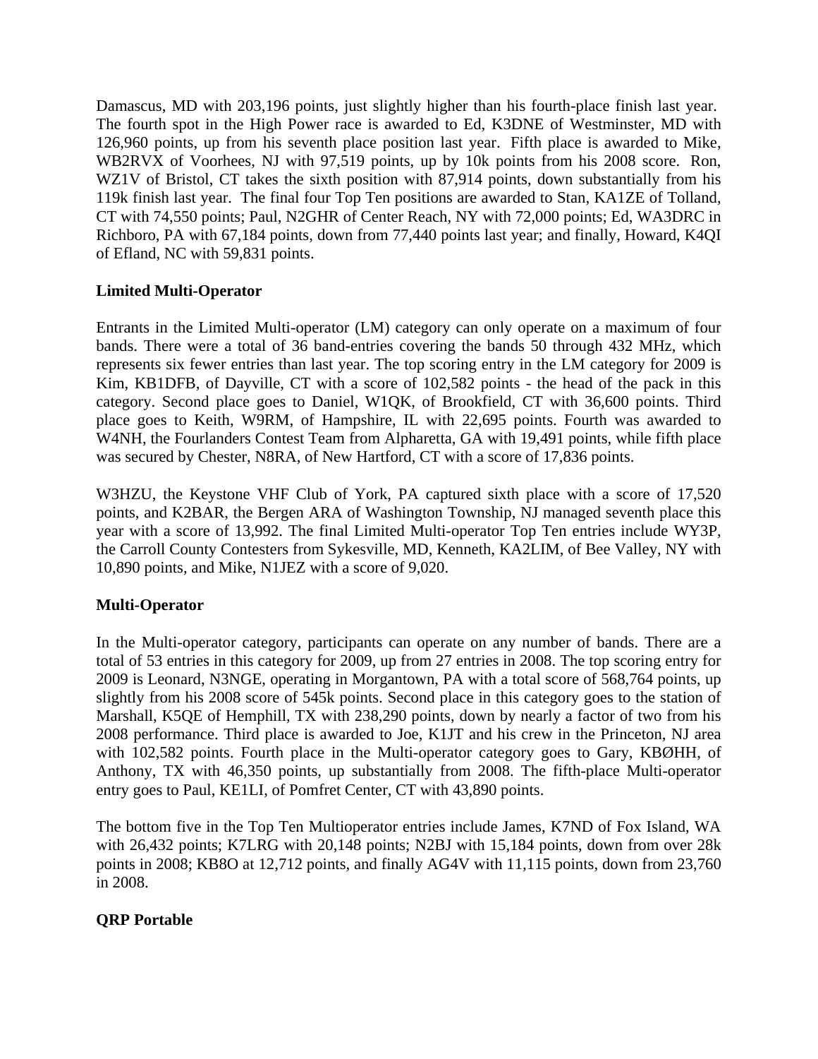Damascus, MD with 203,196 points, just slightly higher than his fourth-place finish last year. The fourth spot in the High Power race is awarded to Ed, K3DNE of Westminster, MD with 126,960 points, up from his seventh place position last year. Fifth place is awarded to Mike, WB2RVX of Voorhees, NJ with 97,519 points, up by 10k points from his 2008 score. Ron, WZ1V of Bristol, CT takes the sixth position with 87,914 points, down substantially from his 119k finish last year. The final four Top Ten positions are awarded to Stan, KA1ZE of Tolland, CT with 74,550 points; Paul, N2GHR of Center Reach, NY with 72,000 points; Ed, WA3DRC in Richboro, PA with 67,184 points, down from 77,440 points last year; and finally, Howard, K4QI of Efland, NC with 59,831 points.

**Limited Multi-Operator**

Entrants in the Limited Multi-operator (LM) category can only operate on a maximum of four bands. There were a total of 36 band-entries covering the bands 50 through 432 MHz, which represents six fewer entries than last year. The top scoring entry in the LM category for 2009 is Kim, KB1DFB, of Dayville, CT with a score of 102,582 points - the head of the pack in this category. Second place goes to Daniel, W1QK, of Brookfield, CT with 36,600 points. Third place goes to Keith, W9RM, of Hampshire, IL with 22,695 points. Fourth was awarded to W4NH, the Fourlanders Contest Team from Alpharetta, GA with 19,491 points, while fifth place was secured by Chester, N8RA, of New Hartford, CT with a score of 17,836 points.

W3HZU, the Keystone VHF Club of York, PA captured sixth place with a score of 17,520 points, and K2BAR, the Bergen ARA of Washington Township, NJ managed seventh place this year with a score of 13,992. The final Limited Multi-operator Top Ten entries include WY3P, the Carroll County Contesters from Sykesville, MD, Kenneth, KA2LIM, of Bee Valley, NY with 10,890 points, and Mike, N1JEZ with a score of 9,020.

**Multi-Operator**

In the Multi-operator category, participants can operate on any number of bands. There are a total of 53 entries in this category for 2009, up from 27 entries in 2008. The top scoring entry for 2009 is Leonard, N3NGE, operating in Morgantown, PA with a total score of 568,764 points, up slightly from his 2008 score of 545k points. Second place in this category goes to the station of Marshall, K5QE of Hemphill, TX with 238,290 points, down by nearly a factor of two from his 2008 performance. Third place is awarded to Joe, K1JT and his crew in the Princeton, NJ area with 102,582 points. Fourth place in the Multi-operator category goes to Gary, KBØHH, of Anthony, TX with 46,350 points, up substantially from 2008. The fifth-place Multi-operator entry goes to Paul, KE1LI, of Pomfret Center, CT with 43,890 points.

The bottom five in the Top Ten Multioperator entries include James, K7ND of Fox Island, WA with 26,432 points; K7LRG with 20,148 points; N2BJ with 15,184 points, down from over 28k points in 2008; KB8O at 12,712 points, and finally AG4V with 11,115 points, down from 23,760 in 2008.

**QRP Portable**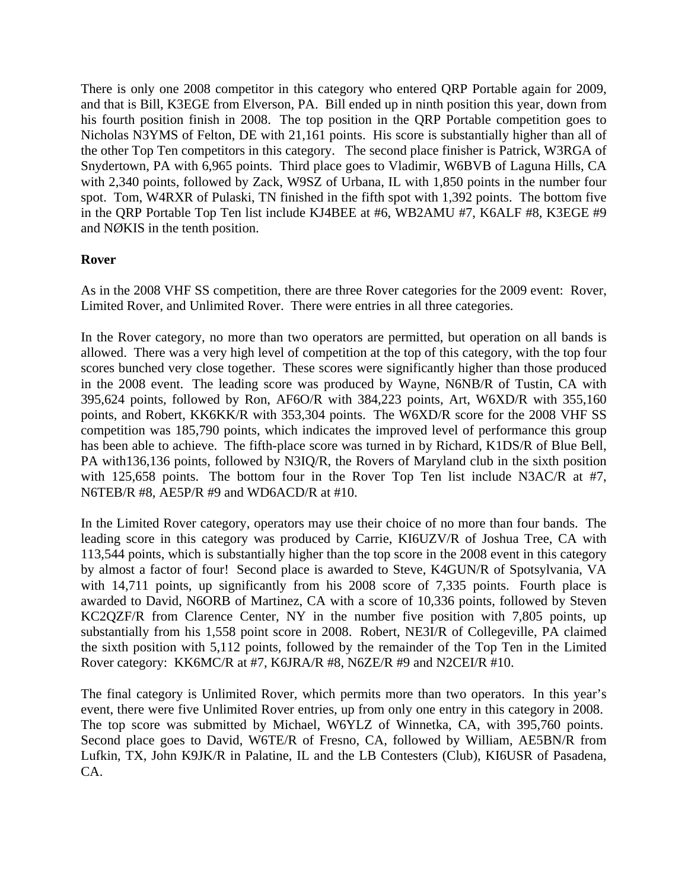There is only one 2008 competitor in this category who entered QRP Portable again for 2009, and that is Bill, K3EGE from Elverson, PA. Bill ended up in ninth position this year, down from his fourth position finish in 2008. The top position in the QRP Portable competition goes to Nicholas N3YMS of Felton, DE with 21,161 points. His score is substantially higher than all of the other Top Ten competitors in this category. The second place finisher is Patrick, W3RGA of Snydertown, PA with 6,965 points. Third place goes to Vladimir, W6BVB of Laguna Hills, CA with 2,340 points, followed by Zack, W9SZ of Urbana, IL with 1,850 points in the number four spot. Tom, W4RXR of Pulaski, TN finished in the fifth spot with 1,392 points. The bottom five in the QRP Portable Top Ten list include KJ4BEE at #6, WB2AMU #7, K6ALF #8, K3EGE #9 and NØKIS in the tenth position.

**Rover**

As in the 2008 VHF SS competition, there are three Rover categories for the 2009 event: Rover, Limited Rover, and Unlimited Rover. There were entries in all three categories.

In the Rover category, no more than two operators are permitted, but operation on all bands is allowed. There was a very high level of competition at the top of this category, with the top four scores bunched very close together. These scores were significantly higher than those produced in the 2008 event. The leading score was produced by Wayne, N6NB/R of Tustin, CA with 395,624 points, followed by Ron, AF6O/R with 384,223 points, Art, W6XD/R with 355,160 points, and Robert, KK6KK/R with 353,304 points. The W6XD/R score for the 2008 VHF SS competition was 185,790 points, which indicates the improved level of performance this group has been able to achieve. The fifth-place score was turned in by Richard, K1DS/R of Blue Bell, PA with136,136 points, followed by N3IQ/R, the Rovers of Maryland club in the sixth position with 125,658 points. The bottom four in the Rover Top Ten list include N3AC/R at #7, N6TEB/R #8, AE5P/R #9 and WD6ACD/R at #10.

In the Limited Rover category, operators may use their choice of no more than four bands. The leading score in this category was produced by Carrie, KI6UZV/R of Joshua Tree, CA with 113,544 points, which is substantially higher than the top score in the 2008 event in this category by almost a factor of four! Second place is awarded to Steve, K4GUN/R of Spotsylvania, VA with 14,711 points, up significantly from his 2008 score of 7,335 points. Fourth place is awarded to David, N6ORB of Martinez, CA with a score of 10,336 points, followed by Steven KC2QZF/R from Clarence Center, NY in the number five position with 7,805 points, up substantially from his 1,558 point score in 2008. Robert, NE3I/R of Collegeville, PA claimed the sixth position with 5,112 points, followed by the remainder of the Top Ten in the Limited Rover category: KK6MC/R at #7, K6JRA/R #8, N6ZE/R #9 and N2CEI/R #10.

The final category is Unlimited Rover, which permits more than two operators. In this year's event, there were five Unlimited Rover entries, up from only one entry in this category in 2008. The top score was submitted by Michael, W6YLZ of Winnetka, CA, with 395,760 points. Second place goes to David, W6TE/R of Fresno, CA, followed by William, AE5BN/R from Lufkin, TX, John K9JK/R in Palatine, IL and the LB Contesters (Club), KI6USR of Pasadena, CA.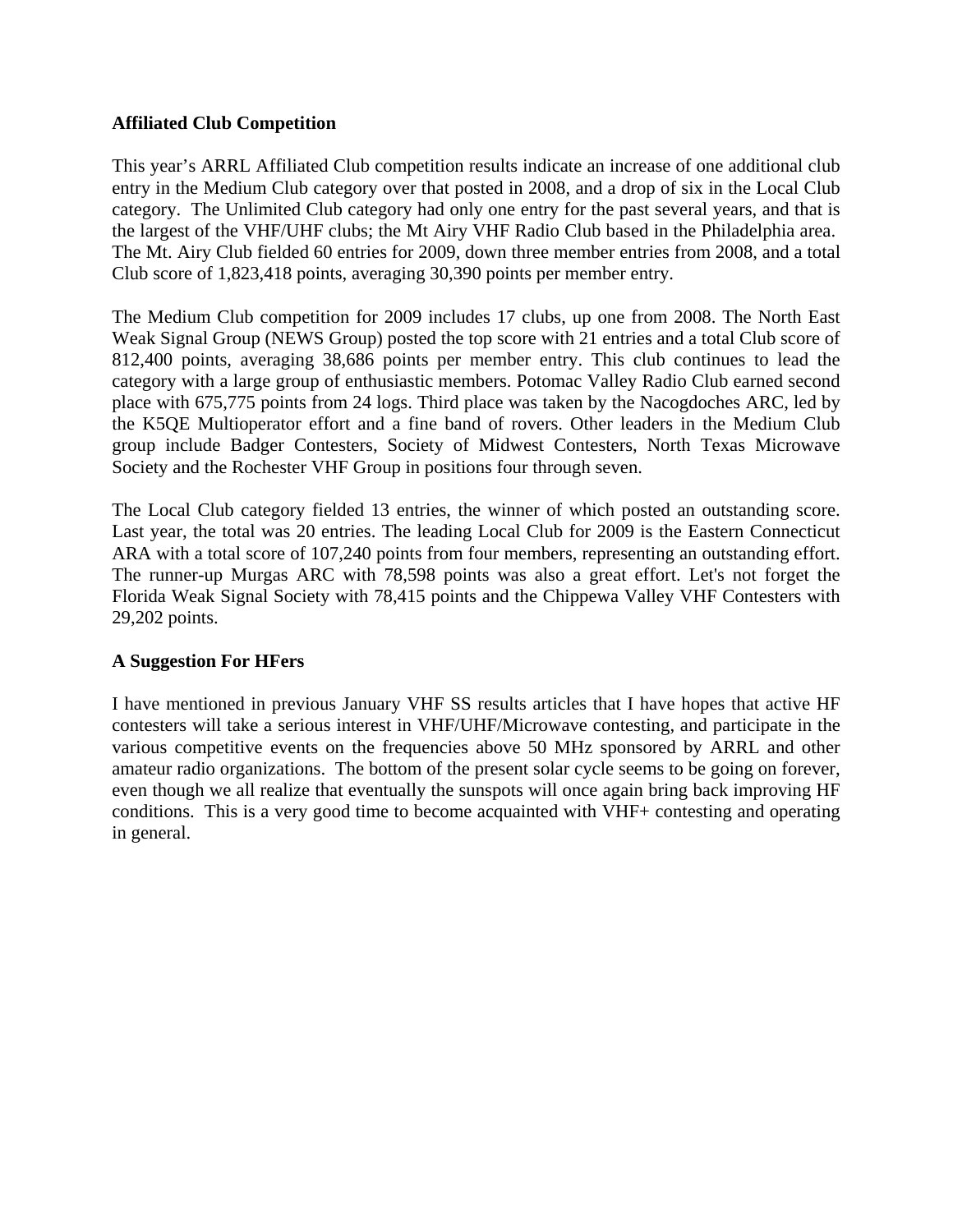**Affiliated Club Competition**

This year's ARRL Affiliated Club competition results indicate an increase of one additional club entry in the Medium Club category over that posted in 2008, and a drop of six in the Local Club category. The Unlimited Club category had only one entry for the past several years, and that is the largest of the VHF/UHF clubs; the Mt Airy VHF Radio Club based in the Philadelphia area. The Mt. Airy Club fielded 60 entries for 2009, down three member entries from 2008, and a total Club score of 1,823,418 points, averaging 30,390 points per member entry.

The Medium Club competition for 2009 includes 17 clubs, up one from 2008. The North East Weak Signal Group (NEWS Group) posted the top score with 21 entries and a total Club score of 812,400 points, averaging 38,686 points per member entry. This club continues to lead the category with a large group of enthusiastic members. Potomac Valley Radio Club earned second place with 675,775 points from 24 logs. Third place was taken by the Nacogdoches ARC, led by the K5QE Multioperator effort and a fine band of rovers. Other leaders in the Medium Club group include Badger Contesters, Society of Midwest Contesters, North Texas Microwave Society and the Rochester VHF Group in positions four through seven.

The Local Club category fielded 13 entries, the winner of which posted an outstanding score. Last year, the total was 20 entries. The leading Local Club for 2009 is the Eastern Connecticut ARA with a total score of 107,240 points from four members, representing an outstanding effort. The runner-up Murgas ARC with 78,598 points was also a great effort. Let's not forget the Florida Weak Signal Society with 78,415 points and the Chippewa Valley VHF Contesters with 29,202 points.

**A Suggestion For HFers**

I have mentioned in previous January VHF SS results articles that I have hopes that active HF contesters will take a serious interest in VHF/UHF/Microwave contesting, and participate in the various competitive events on the frequencies above 50 MHz sponsored by ARRL and other amateur radio organizations. The bottom of the present solar cycle seems to be going on forever, even though we all realize that eventually the sunspots will once again bring back improving HF conditions. This is a very good time to become acquainted with VHF+ contesting and operating in general.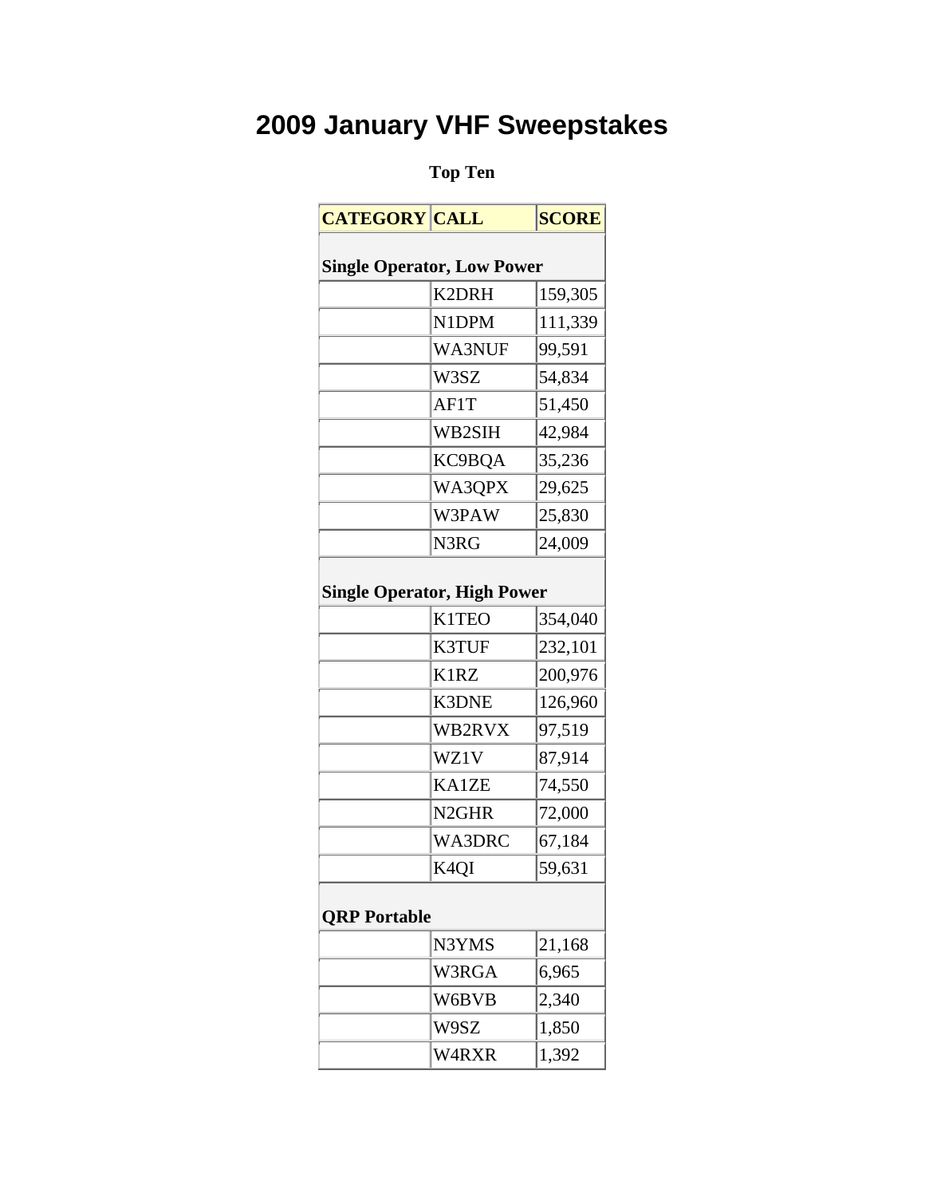# 2009 January VHF Sweepstakes

**Top Ten**

| CATEGORY | CALL | SCORE |
|---|---|---|
| **Single Operator, Low Power** | | |
| | K2DRH | 159,305 |
| | N1DPM | 111,339 |
| | WA3NUF | 99,591 |
| | W3SZ | 54,834 |
| | AF1T | 51,450 |
| | WB2SIH | 42,984 |
| | KC9BQA | 35,236 |
| | WA3QPX | 29,625 |
| | W3PAW | 25,830 |
| | N3RG | 24,009 |
| **Single Operator, High Power** | | |
| | K1TEO | 354,040 |
| | K3TUF | 232,101 |
| | K1RZ | 200,976 |
| | K3DNE | 126,960 |
| | WB2RVX | 97,519 |
| | WZ1V | 87,914 |
| | KA1ZE | 74,550 |
| | N2GHR | 72,000 |
| | WA3DRC | 67,184 |
| | K4QI | 59,631 |
| **QRP Portable** | | |
| | N3YMS | 21,168 |
| | W3RGA | 6,965 |
| | W6BVB | 2,340 |
| | W9SZ | 1,850 |
| | W4RXR | 1,392 |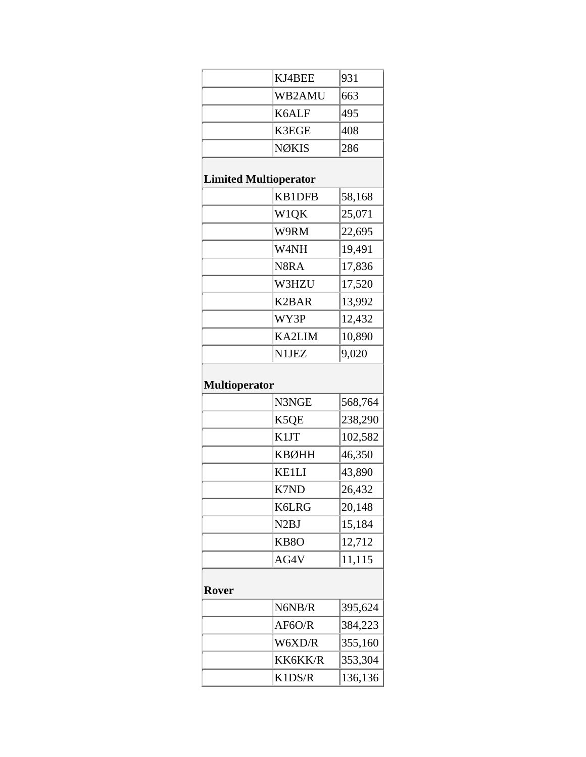| | | |
|---|---|---|
| | KJ4BEE | 931 |
| | WB2AMU | 663 |
| | K6ALF | 495 |
| | K3EGE | 408 |
| | NØKIS | 286 |
| **Limited Multioperator** | | |
| | KB1DFB | 58,168 |
| | W1QK | 25,071 |
| | W9RM | 22,695 |
| | W4NH | 19,491 |
| | N8RA | 17,836 |
| | W3HZU | 17,520 |
| | K2BAR | 13,992 |
| | WY3P | 12,432 |
| | KA2LIM | 10,890 |
| | N1JEZ | 9,020 |
| **Multioperator** | | |
| | N3NGE | 568,764 |
| | K5QE | 238,290 |
| | K1JT | 102,582 |
| | KBØHH | 46,350 |
| | KE1LI | 43,890 |
| | K7ND | 26,432 |
| | K6LRG | 20,148 |
| | N2BJ | 15,184 |
| | KB8O | 12,712 |
| | AG4V | 11,115 |
| **Rover** | | |
| | N6NB/R | 395,624 |
| | AF6O/R | 384,223 |
| | W6XD/R | 355,160 |
| | KK6KK/R | 353,304 |
| | K1DS/R | 136,136 |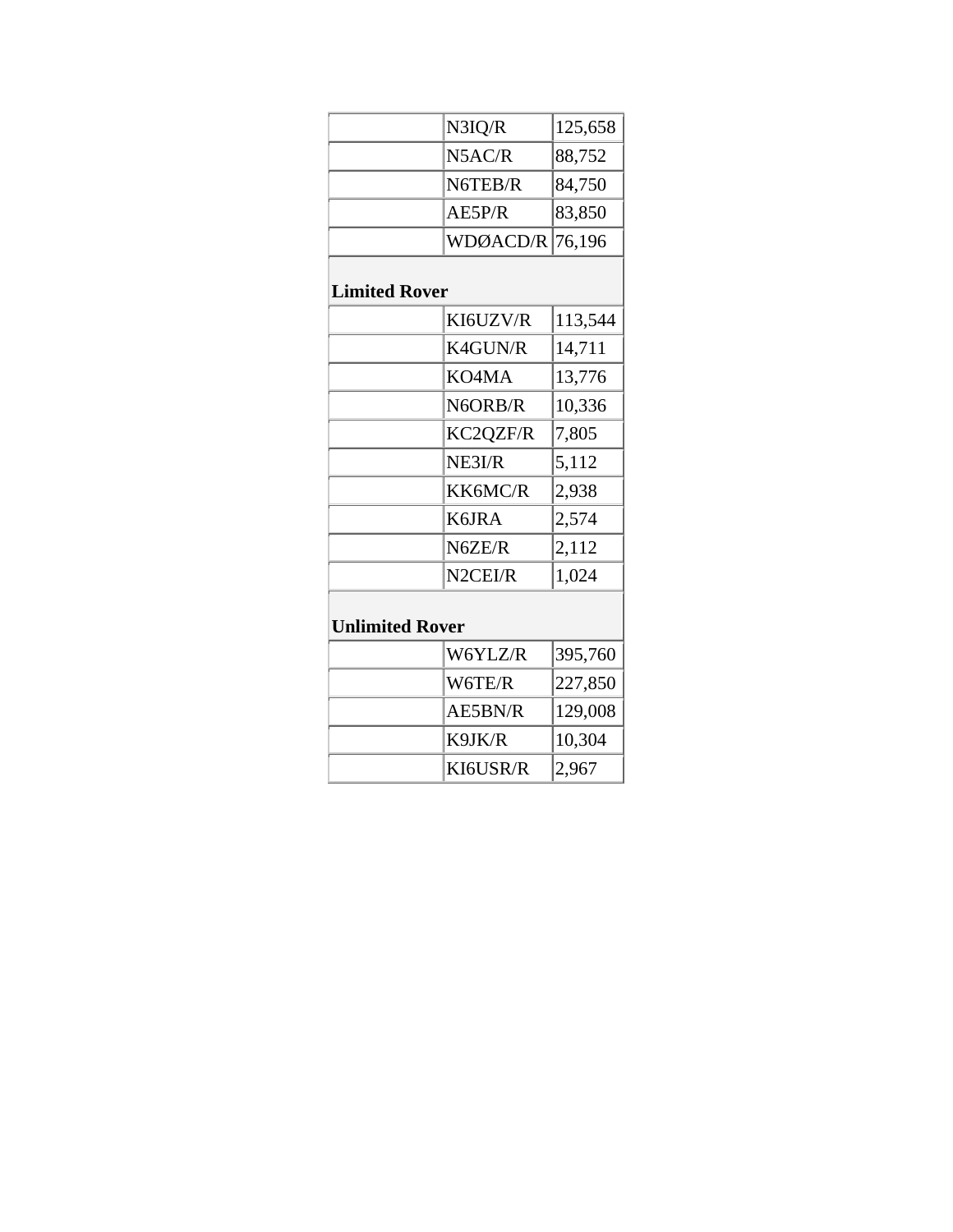| | | |
|---|---|---|
| | N3IQ/R | 125,658 |
| | N5AC/R | 88,752 |
| | N6TEB/R | 84,750 |
| | AE5P/R | 83,850 |
| | WDØACD/R | 76,196 |
| **Limited Rover** | | |
| | KI6UZV/R | 113,544 |
| | K4GUN/R | 14,711 |
| | KO4MA | 13,776 |
| | N6ORB/R | 10,336 |
| | KC2QZF/R | 7,805 |
| | NE3I/R | 5,112 |
| | KK6MC/R | 2,938 |
| | K6JRA | 2,574 |
| | N6ZE/R | 2,112 |
| | N2CEI/R | 1,024 |
| **Unlimited Rover** | | |
| | W6YLZ/R | 395,760 |
| | W6TE/R | 227,850 |
| | AE5BN/R | 129,008 |
| | K9JK/R | 10,304 |
| | KI6USR/R | 2,967 |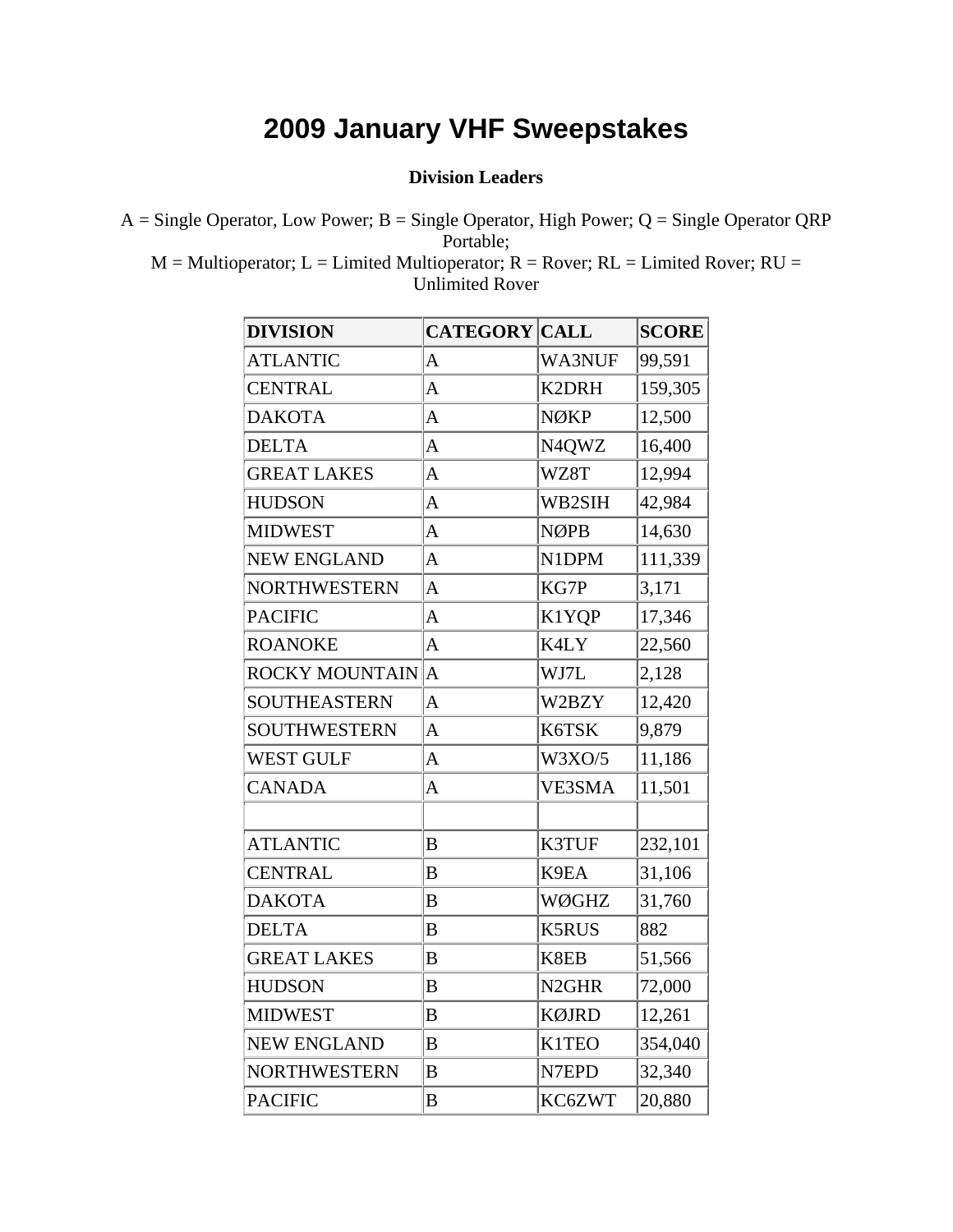# 2009 January VHF Sweepstakes

**Division Leaders**

A = Single Operator, Low Power; B = Single Operator, High Power; Q = Single Operator QRP Portable;
M = Multioperator; L = Limited Multioperator; R = Rover; RL = Limited Rover; RU = Unlimited Rover

| DIVISION | CATEGORY | CALL | SCORE |
|---|---|---|---|
| ATLANTIC | A | WA3NUF | 99,591 |
| CENTRAL | A | K2DRH | 159,305 |
| DAKOTA | A | NØKP | 12,500 |
| DELTA | A | N4QWZ | 16,400 |
| GREAT LAKES | A | WZ8T | 12,994 |
| HUDSON | A | WB2SIH | 42,984 |
| MIDWEST | A | NØPB | 14,630 |
| NEW ENGLAND | A | N1DPM | 111,339 |
| NORTHWESTERN | A | KG7P | 3,171 |
| PACIFIC | A | K1YQP | 17,346 |
| ROANOKE | A | K4LY | 22,560 |
| ROCKY MOUNTAIN | A | WJ7L | 2,128 |
| SOUTHEASTERN | A | W2BZY | 12,420 |
| SOUTHWESTERN | A | K6TSK | 9,879 |
| WEST GULF | A | W3XO/5 | 11,186 |
| CANADA | A | VE3SMA | 11,501 |
| | | | |
| ATLANTIC | B | K3TUF | 232,101 |
| CENTRAL | B | K9EA | 31,106 |
| DAKOTA | B | WØGHZ | 31,760 |
| DELTA | B | K5RUS | 882 |
| GREAT LAKES | B | K8EB | 51,566 |
| HUDSON | B | N2GHR | 72,000 |
| MIDWEST | B | KØJRD | 12,261 |
| NEW ENGLAND | B | K1TEO | 354,040 |
| NORTHWESTERN | B | N7EPD | 32,340 |
| PACIFIC | B | KC6ZWT | 20,880 |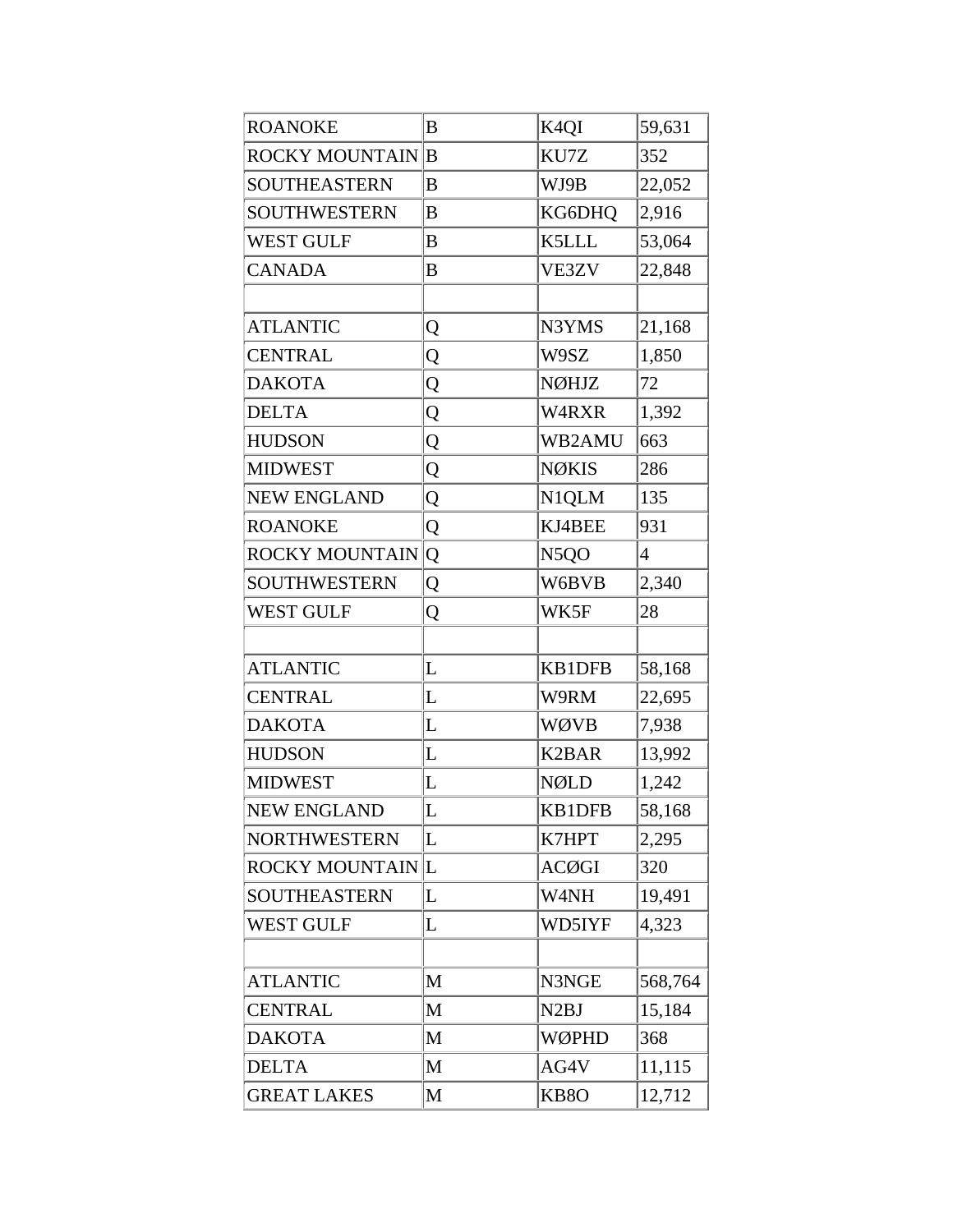| ROANOKE | B | K4QI | 59,631 |
|---|---|---|---|
| ROCKY MOUNTAIN | B | KU7Z | 352 |
| SOUTHEASTERN | B | WJ9B | 22,052 |
| SOUTHWESTERN | B | KG6DHQ | 2,916 |
| WEST GULF | B | K5LLL | 53,064 |
| CANADA | B | VE3ZV | 22,848 |
| | | | |
| ATLANTIC | Q | N3YMS | 21,168 |
| CENTRAL | Q | W9SZ | 1,850 |
| DAKOTA | Q | NØHJZ | 72 |
| DELTA | Q | W4RXR | 1,392 |
| HUDSON | Q | WB2AMU | 663 |
| MIDWEST | Q | NØKIS | 286 |
| NEW ENGLAND | Q | N1QLM | 135 |
| ROANOKE | Q | KJ4BEE | 931 |
| ROCKY MOUNTAIN | Q | N5QO | 4 |
| SOUTHWESTERN | Q | W6BVB | 2,340 |
| WEST GULF | Q | WK5F | 28 |
| | | | |
| ATLANTIC | L | KB1DFB | 58,168 |
| CENTRAL | L | W9RM | 22,695 |
| DAKOTA | L | WØVB | 7,938 |
| HUDSON | L | K2BAR | 13,992 |
| MIDWEST | L | NØLD | 1,242 |
| NEW ENGLAND | L | KB1DFB | 58,168 |
| NORTHWESTERN | L | K7HPT | 2,295 |
| ROCKY MOUNTAIN | L | ACØGI | 320 |
| SOUTHEASTERN | L | W4NH | 19,491 |
| WEST GULF | L | WD5IYF | 4,323 |
| | | | |
| ATLANTIC | M | N3NGE | 568,764 |
| CENTRAL | M | N2BJ | 15,184 |
| DAKOTA | M | WØPHD | 368 |
| DELTA | M | AG4V | 11,115 |
| GREAT LAKES | M | KB8O | 12,712 |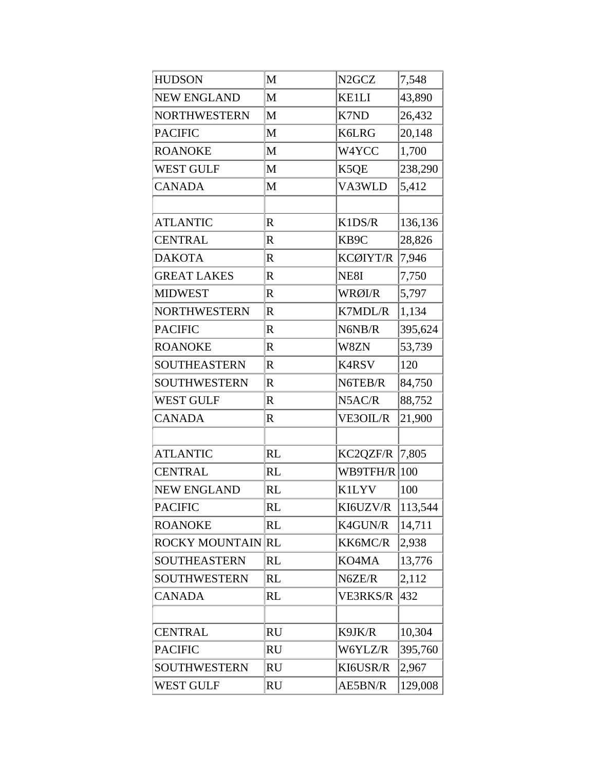| HUDSON | M | N2GCZ | 7,548 |
| --- | --- | --- | --- |
| NEW ENGLAND | M | KE1LI | 43,890 |
| NORTHWESTERN | M | K7ND | 26,432 |
| PACIFIC | M | K6LRG | 20,148 |
| ROANOKE | M | W4YCC | 1,700 |
| WEST GULF | M | K5QE | 238,290 |
| CANADA | M | VA3WLD | 5,412 |
| | | | |
| ATLANTIC | R | K1DS/R | 136,136 |
| CENTRAL | R | KB9C | 28,826 |
| DAKOTA | R | KCØIYT/R | 7,946 |
| GREAT LAKES | R | NE8I | 7,750 |
| MIDWEST | R | WRØI/R | 5,797 |
| NORTHWESTERN | R | K7MDL/R | 1,134 |
| PACIFIC | R | N6NB/R | 395,624 |
| ROANOKE | R | W8ZN | 53,739 |
| SOUTHEASTERN | R | K4RSV | 120 |
| SOUTHWESTERN | R | N6TEB/R | 84,750 |
| WEST GULF | R | N5AC/R | 88,752 |
| CANADA | R | VE3OIL/R | 21,900 |
| | | | |
| ATLANTIC | RL | KC2QZF/R | 7,805 |
| CENTRAL | RL | WB9TFH/R | 100 |
| NEW ENGLAND | RL | K1LYV | 100 |
| PACIFIC | RL | KI6UZV/R | 113,544 |
| ROANOKE | RL | K4GUN/R | 14,711 |
| ROCKY MOUNTAIN | RL | KK6MC/R | 2,938 |
| SOUTHEASTERN | RL | KO4MA | 13,776 |
| SOUTHWESTERN | RL | N6ZE/R | 2,112 |
| CANADA | RL | VE3RKS/R | 432 |
| | | | |
| CENTRAL | RU | K9JK/R | 10,304 |
| PACIFIC | RU | W6YLZ/R | 395,760 |
| SOUTHWESTERN | RU | KI6USR/R | 2,967 |
| WEST GULF | RU | AE5BN/R | 129,008 |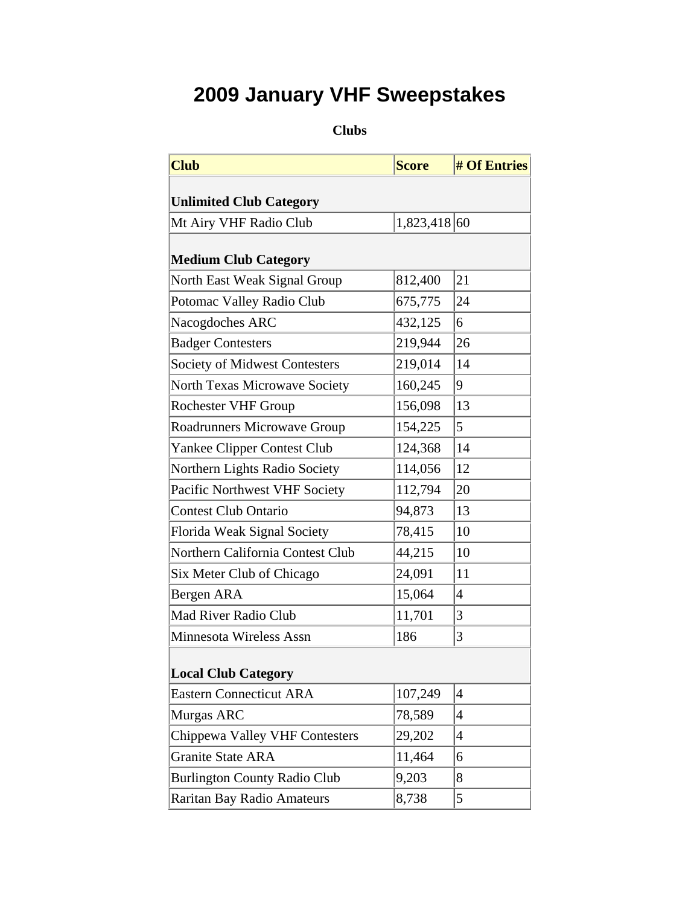# 2009 January VHF Sweepstakes

**Clubs**

| Club | Score | # Of Entries |
|---|---|---|
| **Unlimited Club Category** | | |
| Mt Airy VHF Radio Club | 1,823,418 | 60 |
| **Medium Club Category** | | |
| North East Weak Signal Group | 812,400 | 21 |
| Potomac Valley Radio Club | 675,775 | 24 |
| Nacogdoches ARC | 432,125 | 6 |
| Badger Contesters | 219,944 | 26 |
| Society of Midwest Contesters | 219,014 | 14 |
| North Texas Microwave Society | 160,245 | 9 |
| Rochester VHF Group | 156,098 | 13 |
| Roadrunners Microwave Group | 154,225 | 5 |
| Yankee Clipper Contest Club | 124,368 | 14 |
| Northern Lights Radio Society | 114,056 | 12 |
| Pacific Northwest VHF Society | 112,794 | 20 |
| Contest Club Ontario | 94,873 | 13 |
| Florida Weak Signal Society | 78,415 | 10 |
| Northern California Contest Club | 44,215 | 10 |
| Six Meter Club of Chicago | 24,091 | 11 |
| Bergen ARA | 15,064 | 4 |
| Mad River Radio Club | 11,701 | 3 |
| Minnesota Wireless Assn | 186 | 3 |
| **Local Club Category** | | |
| Eastern Connecticut ARA | 107,249 | 4 |
| Murgas ARC | 78,589 | 4 |
| Chippewa Valley VHF Contesters | 29,202 | 4 |
| Granite State ARA | 11,464 | 6 |
| Burlington County Radio Club | 9,203 | 8 |
| Raritan Bay Radio Amateurs | 8,738 | 5 |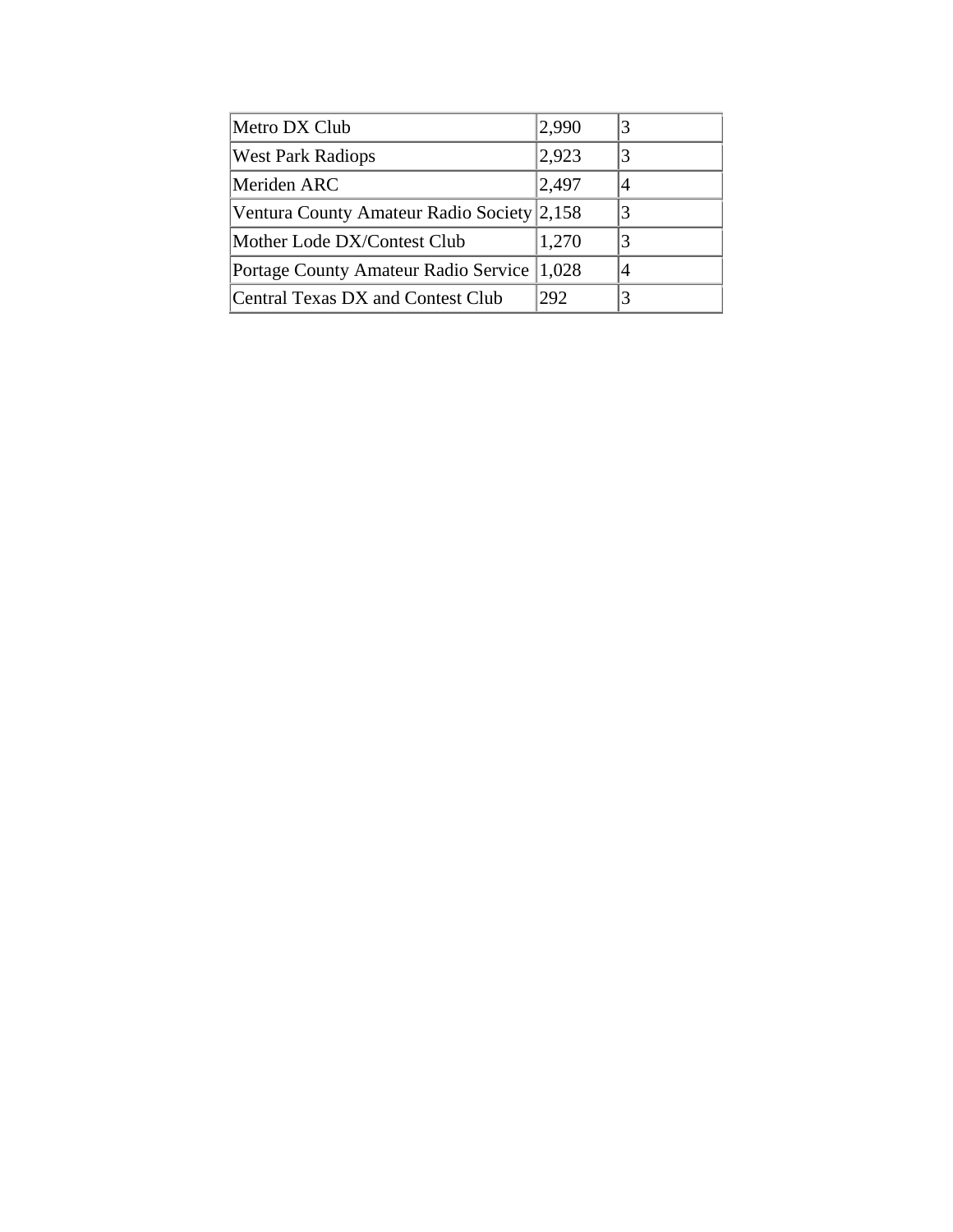| Metro DX Club | 2,990 | 3 |
|---|---|---|
| West Park Radiops | 2,923 | 3 |
| Meriden ARC | 2,497 | 4 |
| Ventura County Amateur Radio Society | 2,158 | 3 |
| Mother Lode DX/Contest Club | 1,270 | 3 |
| Portage County Amateur Radio Service | 1,028 | 4 |
| Central Texas DX and Contest Club | 292 | 3 |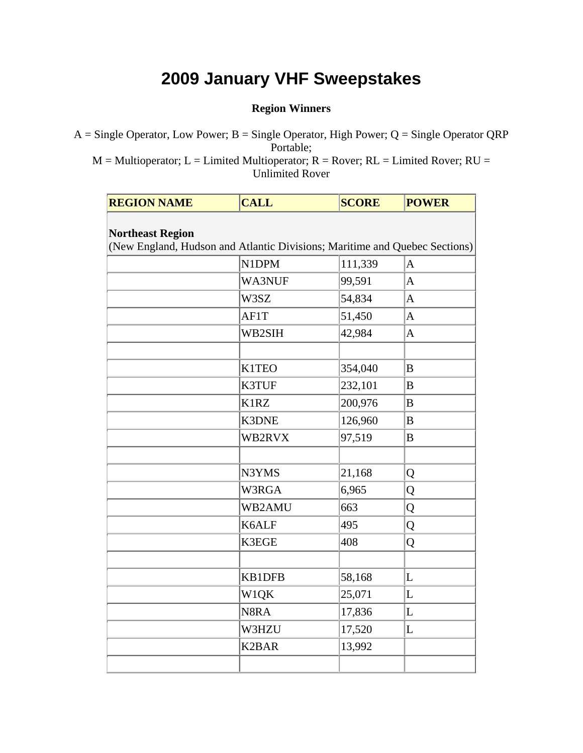# 2009 January VHF Sweepstakes

**Region Winners**

A = Single Operator, Low Power; B = Single Operator, High Power; Q = Single Operator QRP Portable;
M = Multioperator; L = Limited Multioperator; R = Rover; RL = Limited Rover; RU = Unlimited Rover

| REGION NAME | CALL | SCORE | POWER |
|---|---|---|---|
| **Northeast Region** (New England, Hudson and Atlantic Divisions; Maritime and Quebec Sections) | | | |
| | N1DPM | 111,339 | A |
| | WA3NUF | 99,591 | A |
| | W3SZ | 54,834 | A |
| | AF1T | 51,450 | A |
| | WB2SIH | 42,984 | A |
| | | | |
| | K1TEO | 354,040 | B |
| | K3TUF | 232,101 | B |
| | K1RZ | 200,976 | B |
| | K3DNE | 126,960 | B |
| | WB2RVX | 97,519 | B |
| | | | |
| | N3YMS | 21,168 | Q |
| | W3RGA | 6,965 | Q |
| | WB2AMU | 663 | Q |
| | K6ALF | 495 | Q |
| | K3EGE | 408 | Q |
| | | | |
| | KB1DFB | 58,168 | L |
| | W1QK | 25,071 | L |
| | N8RA | 17,836 | L |
| | W3HZU | 17,520 | L |
| | K2BAR | 13,992 | |
| | | | |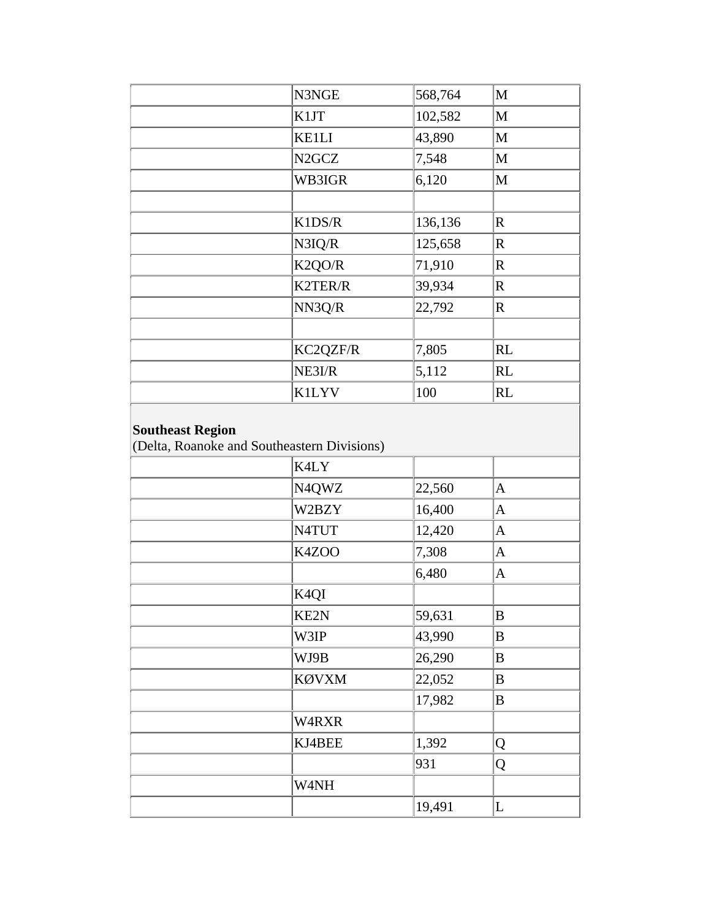| | | | |
|---|---|---|---|
| | N3NGE | 568,764 | M |
| | K1JT | 102,582 | M |
| | KE1LI | 43,890 | M |
| | N2GCZ | 7,548 | M |
| | WB3IGR | 6,120 | M |
| | | | |
| | K1DS/R | 136,136 | R |
| | N3IQ/R | 125,658 | R |
| | K2QO/R | 71,910 | R |
| | K2TER/R | 39,934 | R |
| | NN3Q/R | 22,792 | R |
| | | | |
| | KC2QZF/R | 7,805 | RL |
| | NE3I/R | 5,112 | RL |
| | K1LYV | 100 | RL |
| **Southeast Region**<br>(Delta, Roanoke and Southeastern Divisions) | | | |
| | K4LY | | |
| | N4QWZ | 22,560 | A |
| | W2BZY | 16,400 | A |
| | N4TUT | 12,420 | A |
| | K4ZOO | 7,308 | A |
| | | 6,480 | A |
| | K4QI | | |
| | KE2N | 59,631 | B |
| | W3IP | 43,990 | B |
| | WJ9B | 26,290 | B |
| | KØVXM | 22,052 | B |
| | | 17,982 | B |
| | W4RXR | | |
| | KJ4BEE | 1,392 | Q |
| | | 931 | Q |
| | W4NH | | |
| | | 19,491 | L |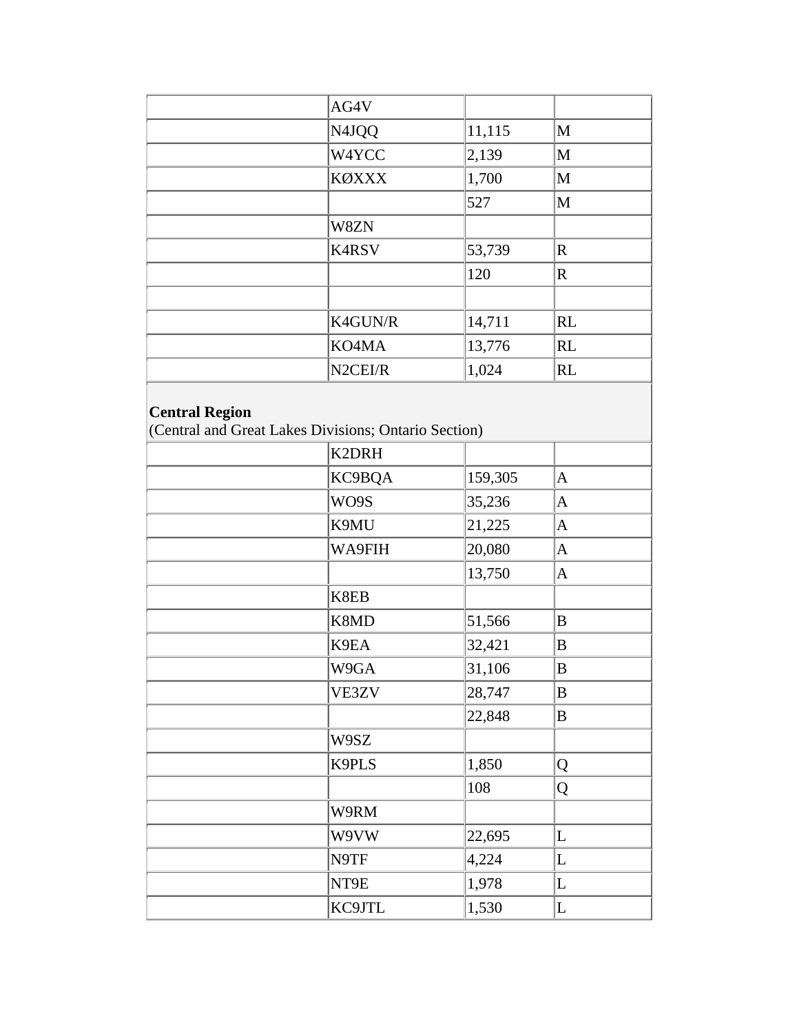| | | | |
|---|---|---|---|
| | AG4V | | |
| | N4JQQ | 11,115 | M |
| | W4YCC | 2,139 | M |
| | KØXXX | 1,700 | M |
| | | 527 | M |
| | W8ZN | | |
| | K4RSV | 53,739 | R |
| | | 120 | R |
| | | | |
| | K4GUN/R | 14,711 | RL |
| | KO4MA | 13,776 | RL |
| | N2CEI/R | 1,024 | RL |
| **Central Region**<br>(Central and Great Lakes Divisions; Ontario Section) | | | |
| | K2DRH | | |
| | KC9BQA | 159,305 | A |
| | WO9S | 35,236 | A |
| | K9MU | 21,225 | A |
| | WA9FIH | 20,080 | A |
| | | 13,750 | A |
| | K8EB | | |
| | K8MD | 51,566 | B |
| | K9EA | 32,421 | B |
| | W9GA | 31,106 | B |
| | VE3ZV | 28,747 | B |
| | | 22,848 | B |
| | W9SZ | | |
| | K9PLS | 1,850 | Q |
| | | 108 | Q |
| | W9RM | | |
| | W9VW | 22,695 | L |
| | N9TF | 4,224 | L |
| | NT9E | 1,978 | L |
| | KC9JTL | 1,530 | L |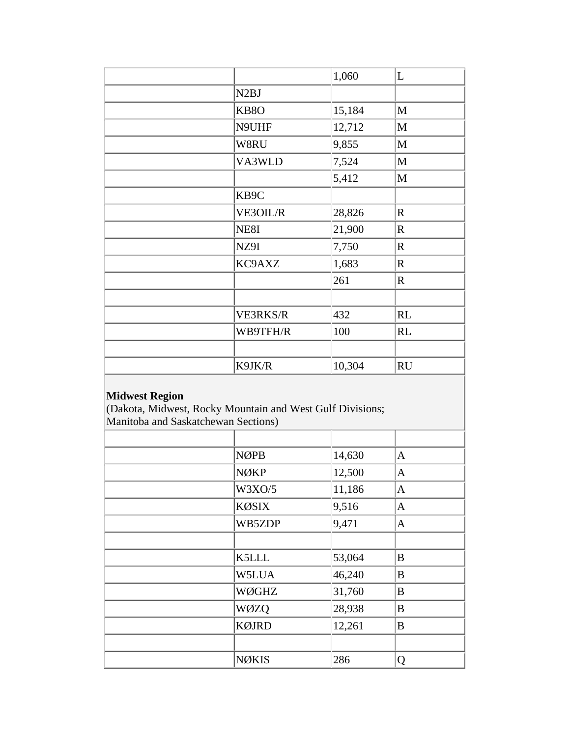| | | | |
|---|---|---|---|
| | | 1,060 | L |
| | N2BJ | | |
| | KB8O | 15,184 | M |
| | N9UHF | 12,712 | M |
| | W8RU | 9,855 | M |
| | VA3WLD | 7,524 | M |
| | | 5,412 | M |
| | KB9C | | |
| | VE3OIL/R | 28,826 | R |
| | NE8I | 21,900 | R |
| | NZ9I | 7,750 | R |
| | KC9AXZ | 1,683 | R |
| | | 261 | R |
| | | | |
| | VE3RKS/R | 432 | RL |
| | WB9TFH/R | 100 | RL |
| | | | |
| | K9JK/R | 10,304 | RU |

**Midwest Region**
(Dakota, Midwest, Rocky Mountain and West Gulf Divisions;
Manitoba and Saskatchewan Sections)

| | | | |
|---|---|---|---|
| | | | |
| | NØPB | 14,630 | A |
| | NØKP | 12,500 | A |
| | W3XO/5 | 11,186 | A |
| | KØSIX | 9,516 | A |
| | WB5ZDP | 9,471 | A |
| | | | |
| | K5LLL | 53,064 | B |
| | W5LUA | 46,240 | B |
| | WØGHZ | 31,760 | B |
| | WØZQ | 28,938 | B |
| | KØJRD | 12,261 | B |
| | | | |
| | NØKIS | 286 | Q |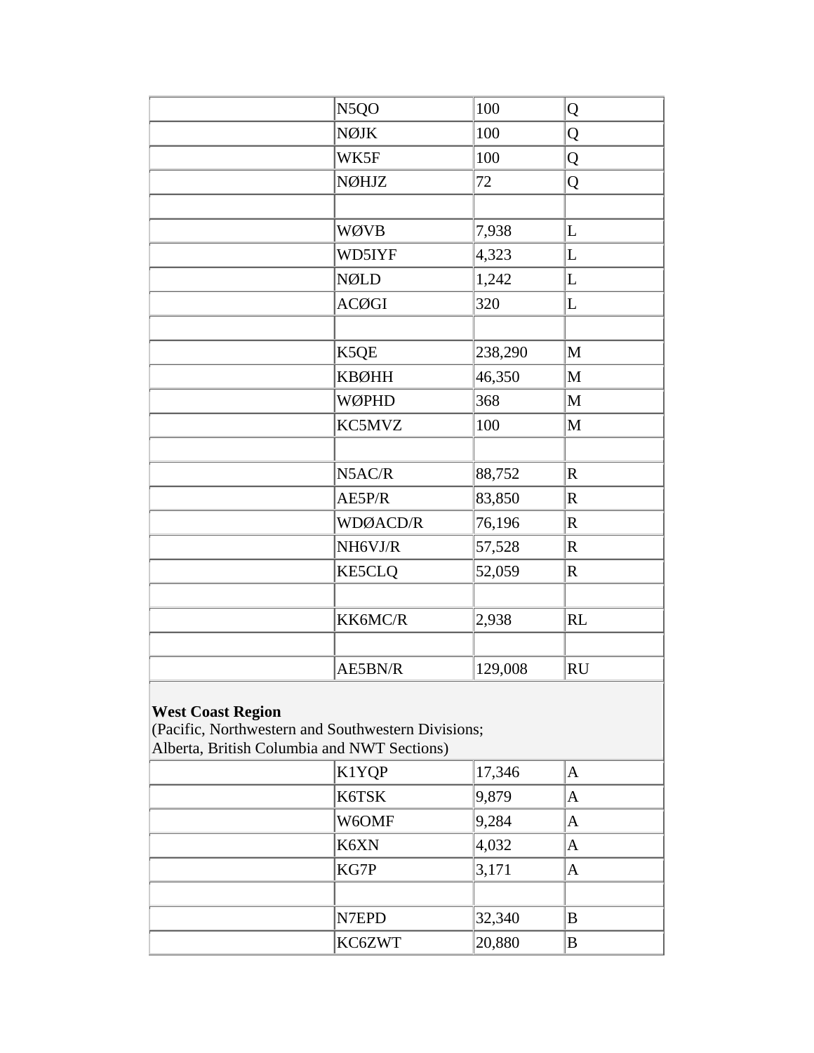| | | | |
|---|---|---|---|
| | N5QO | 100 | Q |
| | NØJK | 100 | Q |
| | WK5F | 100 | Q |
| | NØHJZ | 72 | Q |
| | | | |
| | WØVB | 7,938 | L |
| | WD5IYF | 4,323 | L |
| | NØLD | 1,242 | L |
| | ACØGI | 320 | L |
| | | | |
| | K5QE | 238,290 | M |
| | KBØHH | 46,350 | M |
| | WØPHD | 368 | M |
| | KC5MVZ | 100 | M |
| | | | |
| | N5AC/R | 88,752 | R |
| | AE5P/R | 83,850 | R |
| | WDØACD/R | 76,196 | R |
| | NH6VJ/R | 57,528 | R |
| | KE5CLQ | 52,059 | R |
| | | | |
| | KK6MC/R | 2,938 | RL |
| | | | |
| | AE5BN/R | 129,008 | RU |

**West Coast Region**
(Pacific, Northwestern and Southwestern Divisions;
Alberta, British Columbia and NWT Sections)

| | | | |
|---|---|---|---|
| | K1YQP | 17,346 | A |
| | K6TSK | 9,879 | A |
| | W6OMF | 9,284 | A |
| | K6XN | 4,032 | A |
| | KG7P | 3,171 | A |
| | | | |
| | N7EPD | 32,340 | B |
| | KC6ZWT | 20,880 | B |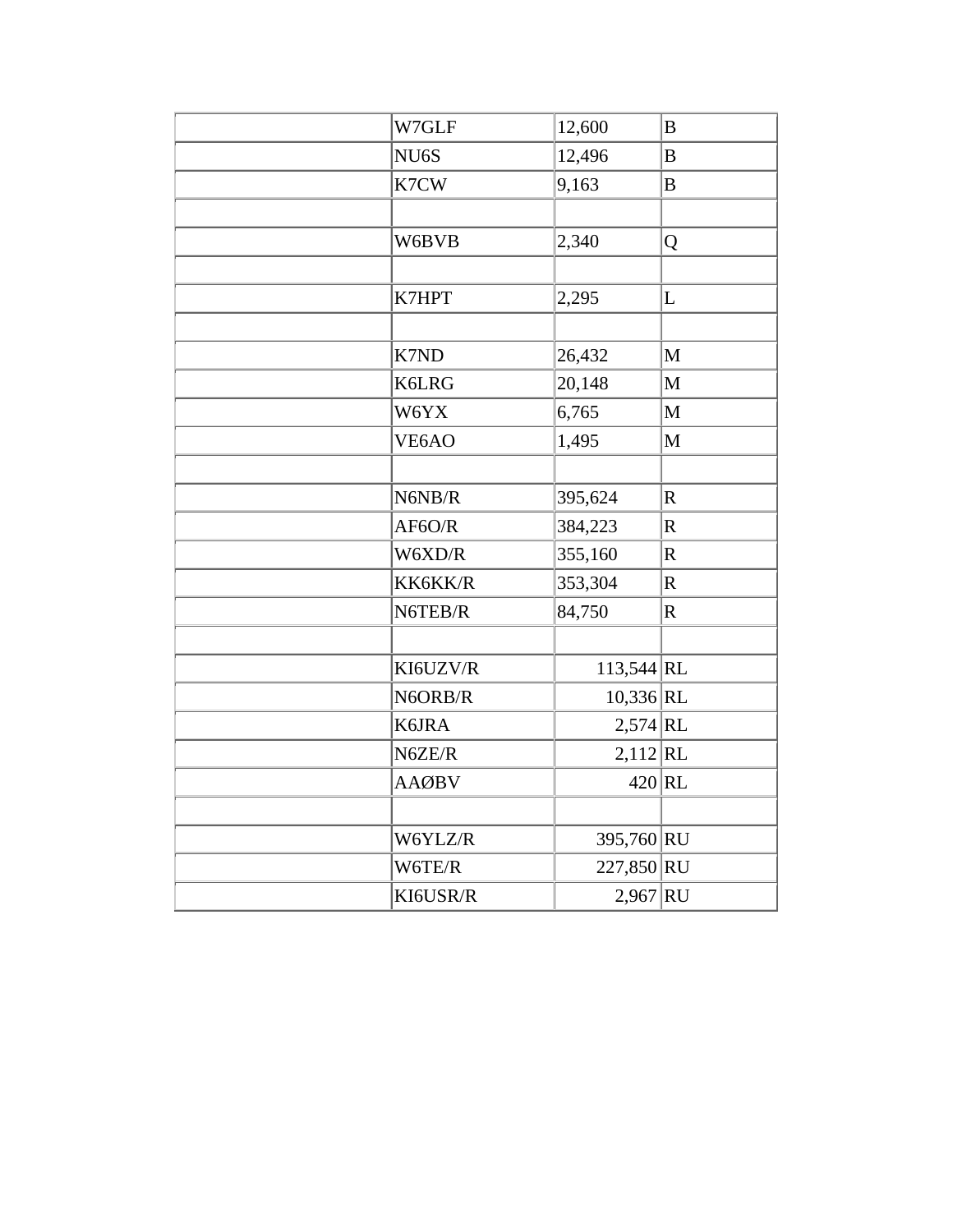| | | | |
|---|---|---|---|
| | W7GLF | 12,600 | B |
| | NU6S | 12,496 | B |
| | K7CW | 9,163 | B |
| | | | |
| | W6BVB | 2,340 | Q |
| | | | |
| | K7HPT | 2,295 | L |
| | | | |
| | K7ND | 26,432 | M |
| | K6LRG | 20,148 | M |
| | W6YX | 6,765 | M |
| | VE6AO | 1,495 | M |
| | | | |
| | N6NB/R | 395,624 | R |
| | AF6O/R | 384,223 | R |
| | W6XD/R | 355,160 | R |
| | KK6KK/R | 353,304 | R |
| | N6TEB/R | 84,750 | R |
| | | | |
| | KI6UZV/R | 113,544 | RL |
| | N6ORB/R | 10,336 | RL |
| | K6JRA | 2,574 | RL |
| | N6ZE/R | 2,112 | RL |
| | AAØBV | 420 | RL |
| | | | |
| | W6YLZ/R | 395,760 | RU |
| | W6TE/R | 227,850 | RU |
| | KI6USR/R | 2,967 | RU |